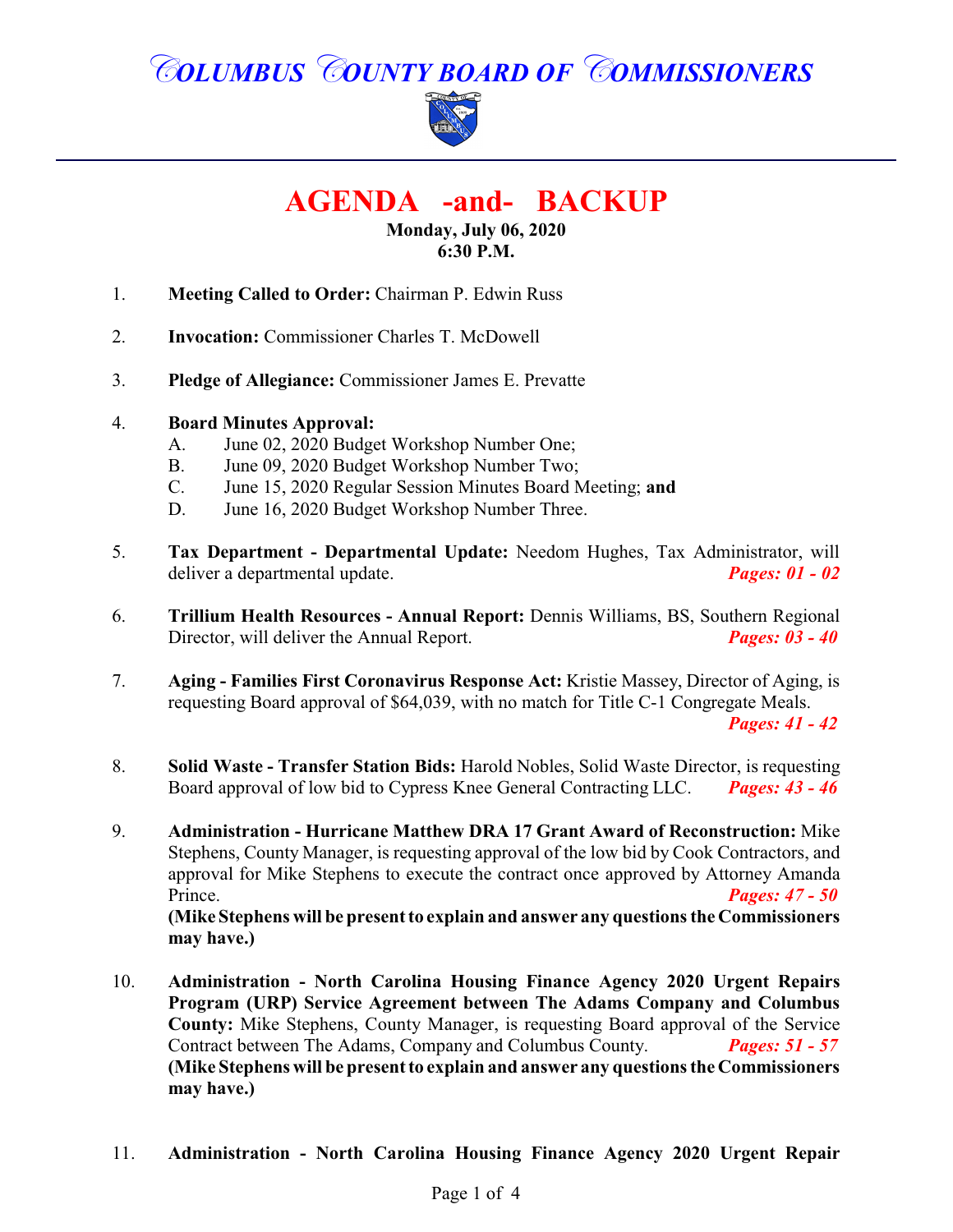# COLUMBUS COUNTY BOARD OF COMMISSIONERS

## AGENDA -and- BACKUP

**Monday, July 06, 2020**
**6:30 P.M.**

1. **Meeting Called to Order:** Chairman P. Edwin Russ

2. **Invocation:** Commissioner Charles T. McDowell

3. **Pledge of Allegiance:** Commissioner James E. Prevatte

4. **Board Minutes Approval:**
   - A. June 02, 2020 Budget Workshop Number One;
   - B. June 09, 2020 Budget Workshop Number Two;
   - C. June 15, 2020 Regular Session Minutes Board Meeting; **and**
   - D. June 16, 2020 Budget Workshop Number Three.

5. **Tax Department - Departmental Update:** Needom Hughes, Tax Administrator, will deliver a departmental update. ***Pages: 01 - 02***

6. **Trillium Health Resources - Annual Report:** Dennis Williams, BS, Southern Regional Director, will deliver the Annual Report. ***Pages: 03 - 40***

7. **Aging - Families First Coronavirus Response Act:** Kristie Massey, Director of Aging, is requesting Board approval of $64,039, with no match for Title C-1 Congregate Meals. ***Pages: 41 - 42***

8. **Solid Waste - Transfer Station Bids:** Harold Nobles, Solid Waste Director, is requesting Board approval of low bid to Cypress Knee General Contracting LLC. ***Pages: 43 - 46***

9. **Administration - Hurricane Matthew DRA 17 Grant Award of Reconstruction:** Mike Stephens, County Manager, is requesting approval of the low bid by Cook Contractors, and approval for Mike Stephens to execute the contract once approved by Attorney Amanda Prince. ***Pages: 47 - 50***
   **(Mike Stephens will be present to explain and answer any questions the Commissioners may have.)**

10. **Administration - North Carolina Housing Finance Agency 2020 Urgent Repairs Program (URP) Service Agreement between The Adams Company and Columbus County:** Mike Stephens, County Manager, is requesting Board approval of the Service Contract between The Adams, Company and Columbus County. ***Pages: 51 - 57***
    **(Mike Stephens will be present to explain and answer any questions the Commissioners may have.)**

11. **Administration - North Carolina Housing Finance Agency 2020 Urgent Repair**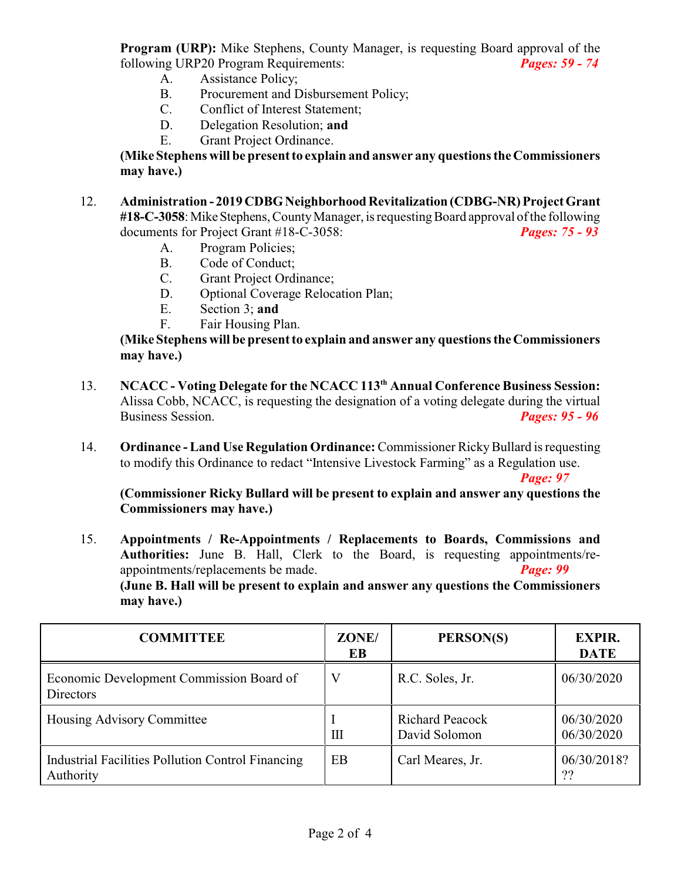**Program (URP):** Mike Stephens, County Manager, is requesting Board approval of the following URP20 Program Requirements: ***Pages: 59 - 74***

A. Assistance Policy;
B. Procurement and Disbursement Policy;
C. Conflict of Interest Statement;
D. Delegation Resolution; **and**
E. Grant Project Ordinance.

**(Mike Stephens will be present to explain and answer any questions the Commissioners may have.)**

12. **Administration - 2019 CDBG Neighborhood Revitalization (CDBG-NR) Project Grant #18-C-3058**: Mike Stephens, County Manager, is requesting Board approval of the following documents for Project Grant #18-C-3058: ***Pages: 75 - 93***

    A. Program Policies;
    B. Code of Conduct;
    C. Grant Project Ordinance;
    D. Optional Coverage Relocation Plan;
    E. Section 3; **and**
    F. Fair Housing Plan.

    **(Mike Stephens will be present to explain and answer any questions the Commissioners may have.)**

13. **NCACC - Voting Delegate for the NCACC 113th Annual Conference Business Session:** Alissa Cobb, NCACC, is requesting the designation of a voting delegate during the virtual Business Session. ***Pages: 95 - 96***

14. **Ordinance - Land Use Regulation Ordinance:** Commissioner Ricky Bullard is requesting to modify this Ordinance to redact "Intensive Livestock Farming" as a Regulation use. ***Page: 97***

    **(Commissioner Ricky Bullard will be present to explain and answer any questions the Commissioners may have.)**

15. **Appointments / Re-Appointments / Replacements to Boards, Commissions and Authorities:** June B. Hall, Clerk to the Board, is requesting appointments/re-appointments/replacements be made. ***Page: 99***

    **(June B. Hall will be present to explain and answer any questions the Commissioners may have.)**

| COMMITTEE | ZONE/ EB | PERSON(S) | EXPIR. DATE |
|---|---|---|---|
| Economic Development Commission Board of Directors | V | R.C. Soles, Jr. | 06/30/2020 |
| Housing Advisory Committee | I<br>III | Richard Peacock<br>David Solomon | 06/30/2020<br>06/30/2020 |
| Industrial Facilities Pollution Control Financing Authority | EB | Carl Meares, Jr. | 06/30/2018???? |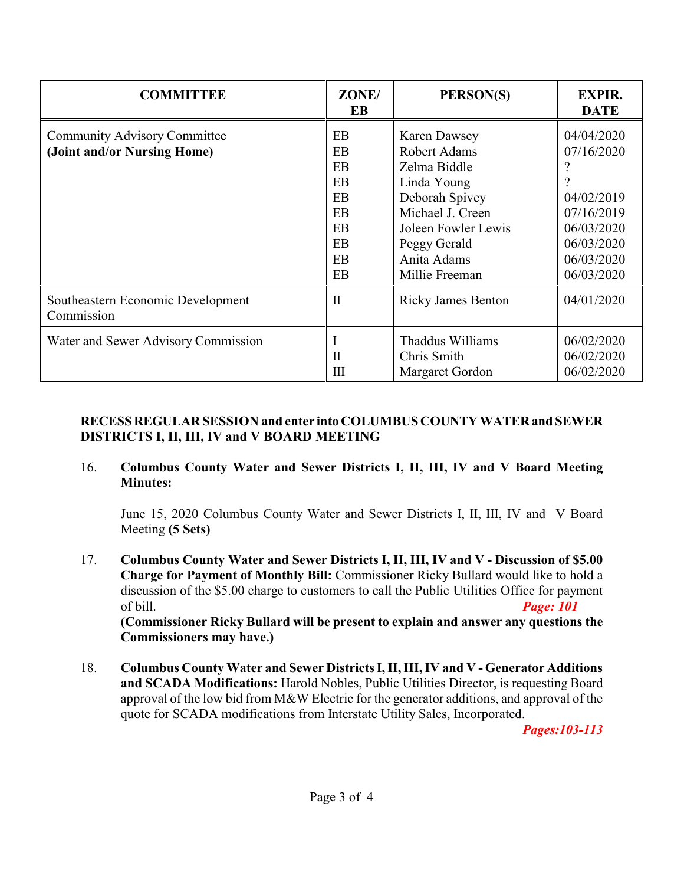| COMMITTEE | ZONE/ EB | PERSON(S) | EXPIR. DATE |
|---|---|---|---|
| Community Advisory Committee **(Joint and/or Nursing Home)** | EB<br>EB<br>EB<br>EB<br>EB<br>EB<br>EB<br>EB<br>EB<br>EB | Karen Dawsey<br>Robert Adams<br>Zelma Biddle<br>Linda Young<br>Deborah Spivey<br>Michael J. Creen<br>Joleen Fowler Lewis<br>Peggy Gerald<br>Anita Adams<br>Millie Freeman | 04/04/2020<br>07/16/2020<br>?<br>?<br>04/02/2019<br>07/16/2019<br>06/03/2020<br>06/03/2020<br>06/03/2020<br>06/03/2020 |
| Southeastern Economic Development Commission | II | Ricky James Benton | 04/01/2020 |
| Water and Sewer Advisory Commission | I<br>II<br>III | Thaddus Williams<br>Chris Smith<br>Margaret Gordon | 06/02/2020<br>06/02/2020<br>06/02/2020 |

**RECESS REGULAR SESSION and enter into COLUMBUS COUNTY WATER and SEWER DISTRICTS I, II, III, IV and V BOARD MEETING**

16. **Columbus County Water and Sewer Districts I, II, III, IV and V Board Meeting Minutes:**

    June 15, 2020 Columbus County Water and Sewer Districts I, II, III, IV and V Board Meeting **(5 Sets)**

17. **Columbus County Water and Sewer Districts I, II, III, IV and V - Discussion of $5.00 Charge for Payment of Monthly Bill:** Commissioner Ricky Bullard would like to hold a discussion of the $5.00 charge to customers to call the Public Utilities Office for payment of bill. ***Page: 101***

    **(Commissioner Ricky Bullard will be present to explain and answer any questions the Commissioners may have.)**

18. **Columbus County Water and Sewer Districts I, II, III, IV and V - Generator Additions and SCADA Modifications:** Harold Nobles, Public Utilities Director, is requesting Board approval of the low bid from M&W Electric for the generator additions, and approval of the quote for SCADA modifications from Interstate Utility Sales, Incorporated. ***Pages:103-113***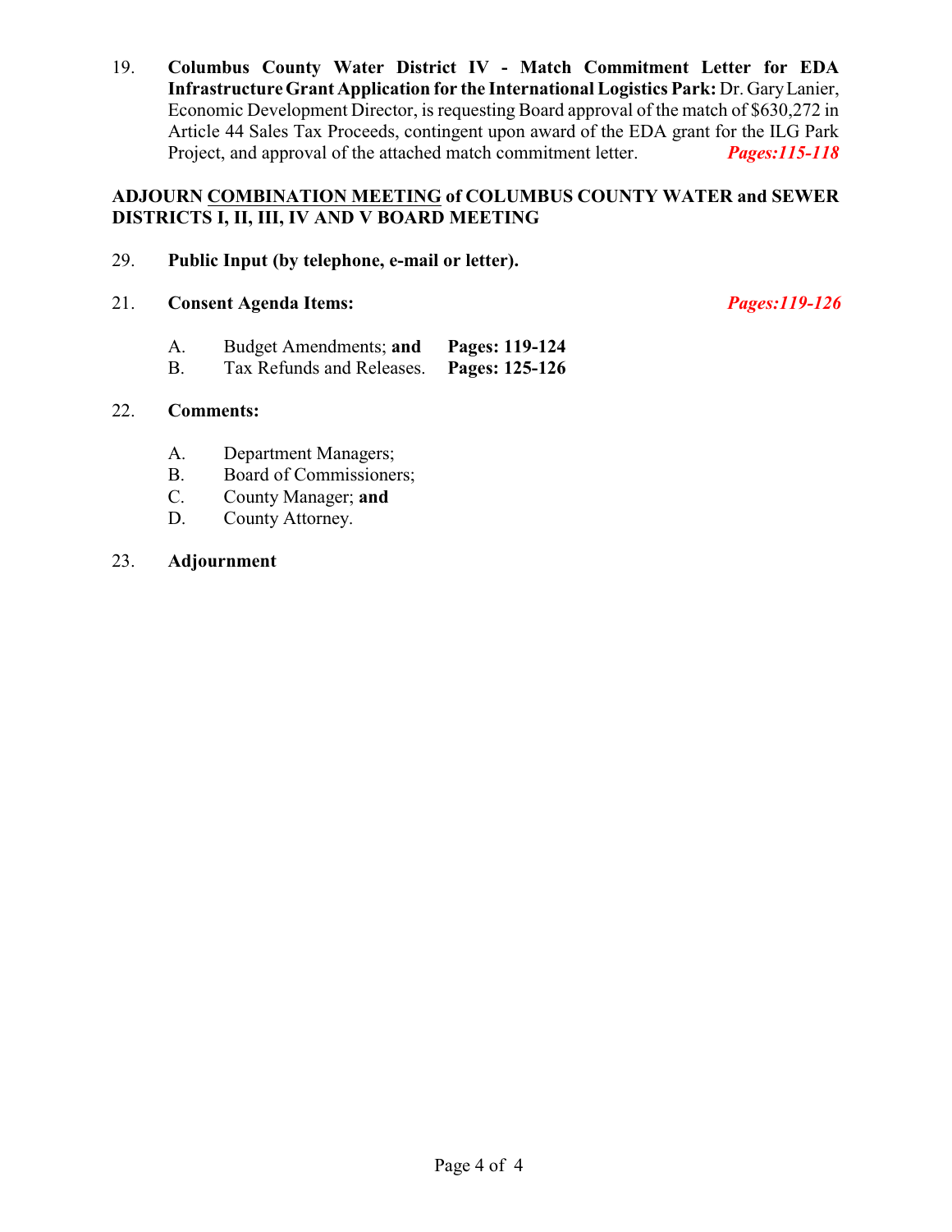19. **Columbus County Water District IV - Match Commitment Letter for EDA Infrastructure Grant Application for the International Logistics Park:** Dr. Gary Lanier, Economic Development Director, is requesting Board approval of the match of $630,272 in Article 44 Sales Tax Proceeds, contingent upon award of the EDA grant for the ILG Park Project, and approval of the attached match commitment letter. ***Pages:115-118***

**ADJOURN COMBINATION MEETING of COLUMBUS COUNTY WATER and SEWER DISTRICTS I, II, III, IV AND V BOARD MEETING**

29. **Public Input (by telephone, e-mail or letter).**

21. **Consent Agenda Items:** ***Pages:119-126***

    A. Budget Amendments; **and** **Pages: 119-124**
    B. Tax Refunds and Releases. **Pages: 125-126**

22. **Comments:**

    A. Department Managers;
    B. Board of Commissioners;
    C. County Manager; **and**
    D. County Attorney.

23. **Adjournment**